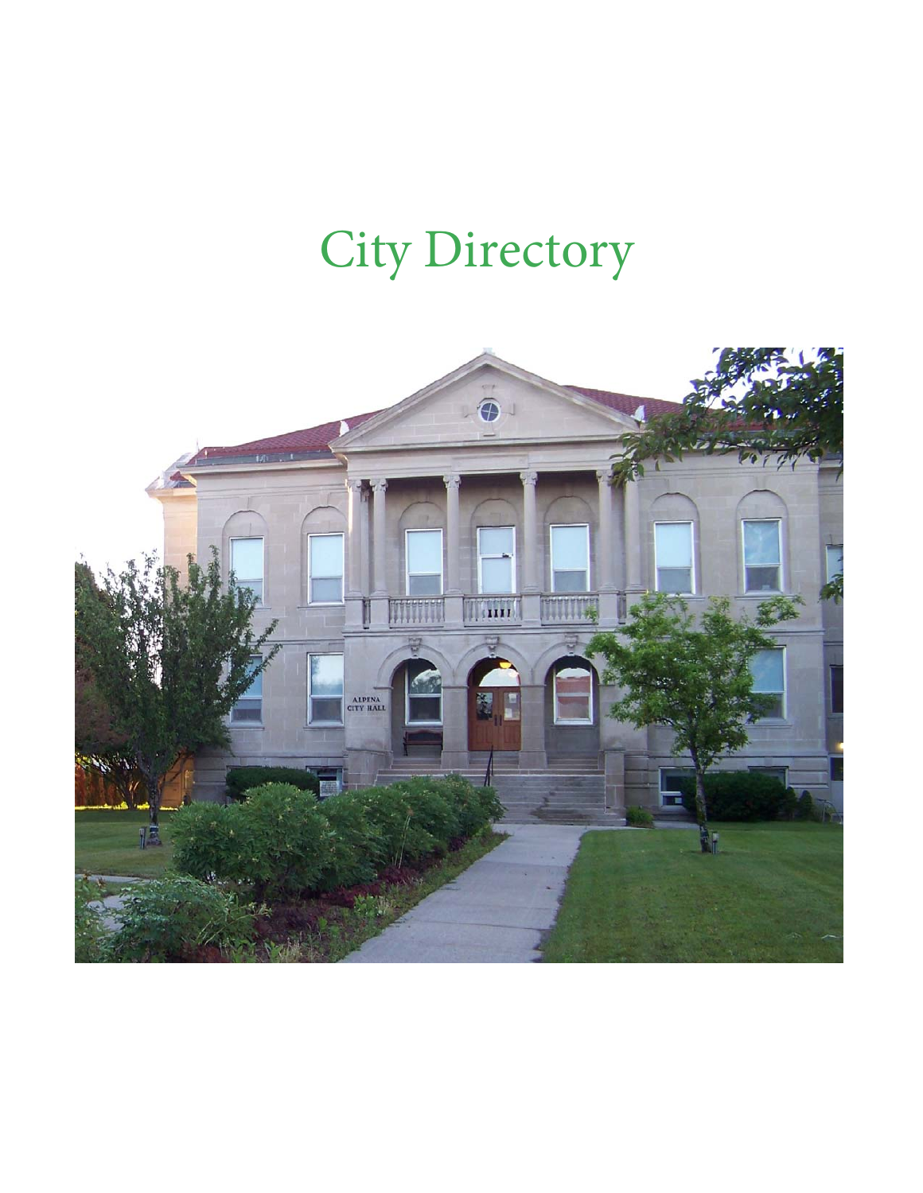# City Directory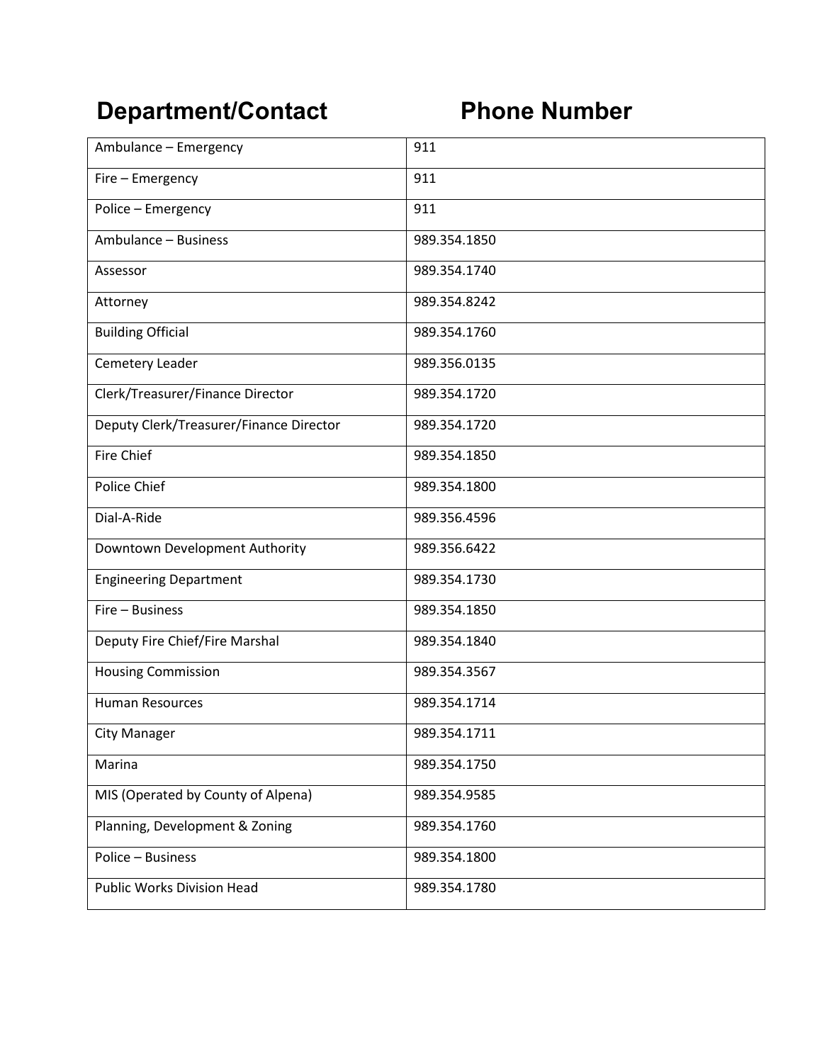| Department/Contact | Phone Number |
|---|---|
| Ambulance – Emergency | 911 |
| Fire – Emergency | 911 |
| Police – Emergency | 911 |
| Ambulance – Business | 989.354.1850 |
| Assessor | 989.354.1740 |
| Attorney | 989.354.8242 |
| Building Official | 989.354.1760 |
| Cemetery Leader | 989.356.0135 |
| Clerk/Treasurer/Finance Director | 989.354.1720 |
| Deputy Clerk/Treasurer/Finance Director | 989.354.1720 |
| Fire Chief | 989.354.1850 |
| Police Chief | 989.354.1800 |
| Dial-A-Ride | 989.356.4596 |
| Downtown Development Authority | 989.356.6422 |
| Engineering Department | 989.354.1730 |
| Fire – Business | 989.354.1850 |
| Deputy Fire Chief/Fire Marshal | 989.354.1840 |
| Housing Commission | 989.354.3567 |
| Human Resources | 989.354.1714 |
| City Manager | 989.354.1711 |
| Marina | 989.354.1750 |
| MIS (Operated by County of Alpena) | 989.354.9585 |
| Planning, Development & Zoning | 989.354.1760 |
| Police – Business | 989.354.1800 |
| Public Works Division Head | 989.354.1780 |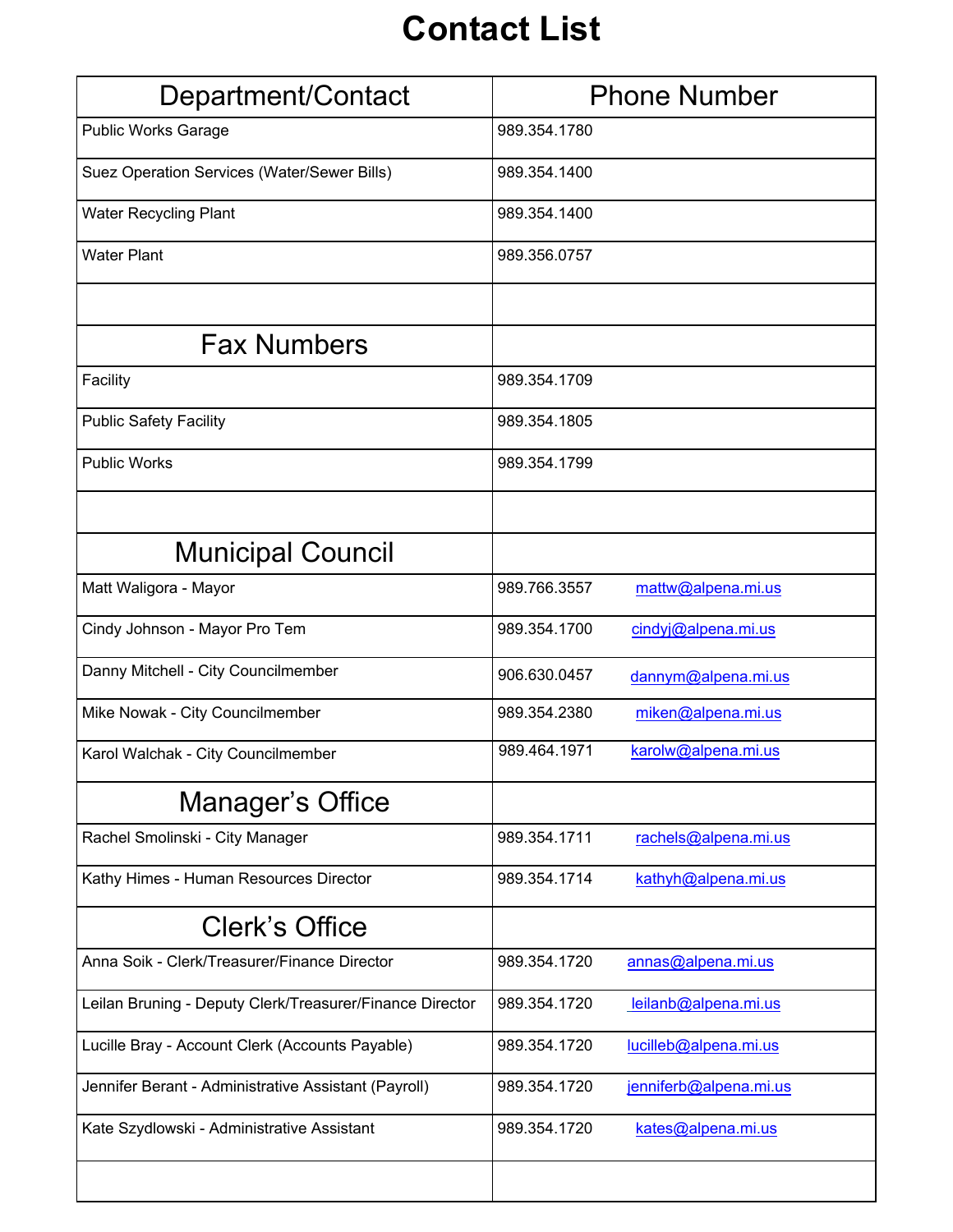# Contact List

| Department/Contact | Phone Number |
| --- | --- |
| Public Works Garage | 989.354.1780 |
| Suez Operation Services (Water/Sewer Bills) | 989.354.1400 |
| Water Recycling Plant | 989.354.1400 |
| Water Plant | 989.356.0757 |
| | |
| **Fax Numbers** | |
| Facility | 989.354.1709 |
| Public Safety Facility | 989.354.1805 |
| Public Works | 989.354.1799 |
| | |
| **Municipal Council** | |
| Matt Waligora - Mayor | 989.766.3557 mattw@alpena.mi.us |
| Cindy Johnson - Mayor Pro Tem | 989.354.1700 cindyj@alpena.mi.us |
| Danny Mitchell - City Councilmember | 906.630.0457 dannym@alpena.mi.us |
| Mike Nowak - City Councilmember | 989.354.2380 miken@alpena.mi.us |
| Karol Walchak - City Councilmember | 989.464.1971 karolw@alpena.mi.us |
| **Manager's Office** | |
| Rachel Smolinski - City Manager | 989.354.1711 rachels@alpena.mi.us |
| Kathy Himes - Human Resources Director | 989.354.1714 kathyh@alpena.mi.us |
| **Clerk's Office** | |
| Anna Soik - Clerk/Treasurer/Finance Director | 989.354.1720 annas@alpena.mi.us |
| Leilan Bruning - Deputy Clerk/Treasurer/Finance Director | 989.354.1720 leilanb@alpena.mi.us |
| Lucille Bray - Account Clerk (Accounts Payable) | 989.354.1720 lucilleb@alpena.mi.us |
| Jennifer Berant - Administrative Assistant (Payroll) | 989.354.1720 jenniferb@alpena.mi.us |
| Kate Szydlowski - Administrative Assistant | 989.354.1720 kates@alpena.mi.us |
| | |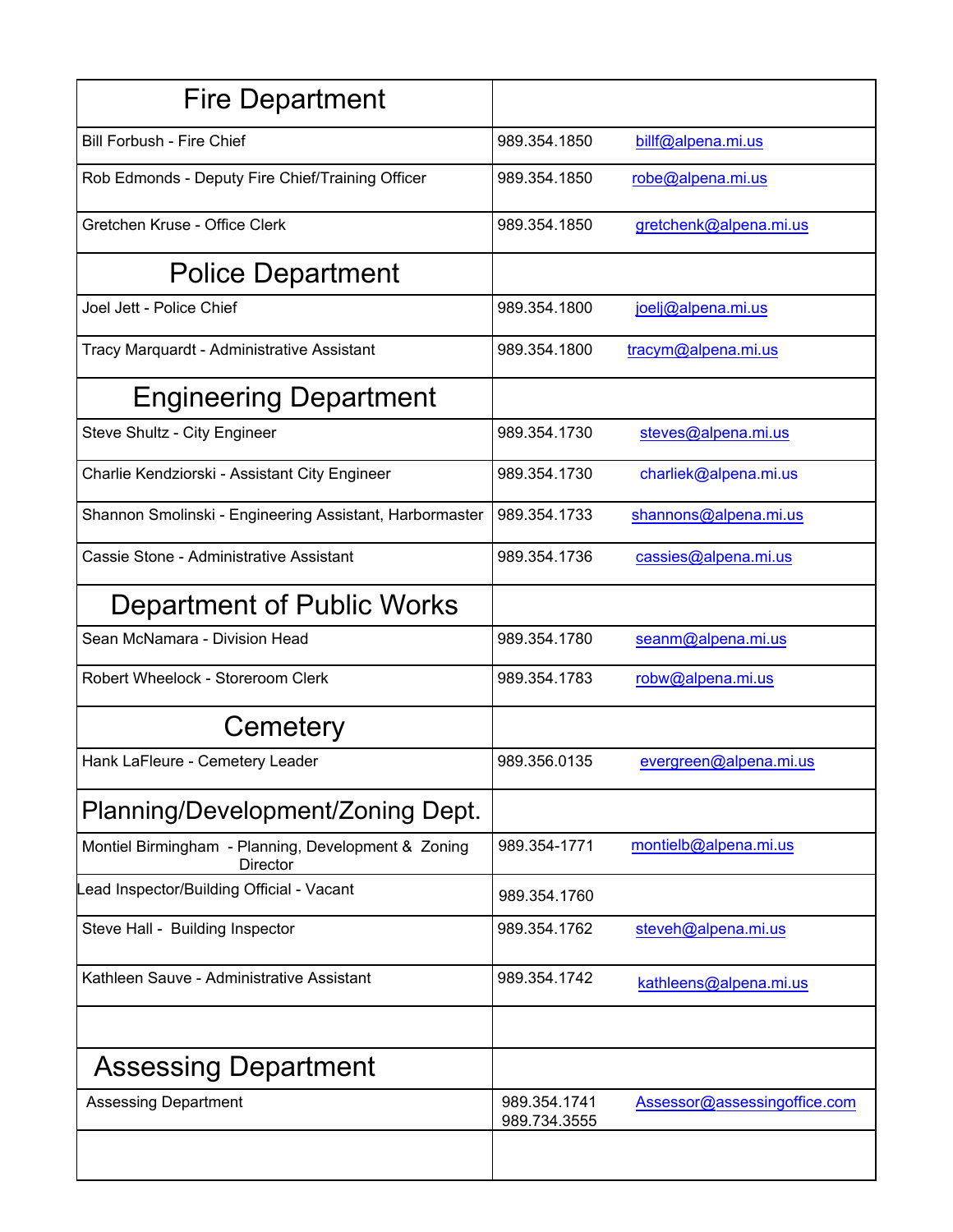| Fire Department | | |
|---|---|---|
| Bill Forbush - Fire Chief | 989.354.1850 | billf@alpena.mi.us |
| Rob Edmonds - Deputy Fire Chief/Training Officer | 989.354.1850 | robe@alpena.mi.us |
| Gretchen Kruse - Office Clerk | 989.354.1850 | gretchenk@alpena.mi.us |
| **Police Department** | | |
| Joel Jett - Police Chief | 989.354.1800 | joelj@alpena.mi.us |
| Tracy Marquardt - Administrative Assistant | 989.354.1800 | tracym@alpena.mi.us |
| **Engineering Department** | | |
| Steve Shultz - City Engineer | 989.354.1730 | steves@alpena.mi.us |
| Charlie Kendziorski - Assistant City Engineer | 989.354.1730 | charliek@alpena.mi.us |
| Shannon Smolinski - Engineering Assistant, Harbormaster | 989.354.1733 | shannons@alpena.mi.us |
| Cassie Stone - Administrative Assistant | 989.354.1736 | cassies@alpena.mi.us |
| **Department of Public Works** | | |
| Sean McNamara - Division Head | 989.354.1780 | seanm@alpena.mi.us |
| Robert Wheelock - Storeroom Clerk | 989.354.1783 | robw@alpena.mi.us |
| **Cemetery** | | |
| Hank LaFleure - Cemetery Leader | 989.356.0135 | evergreen@alpena.mi.us |
| **Planning/Development/Zoning Dept.** | | |
| Montiel Birmingham - Planning, Development & Zoning Director | 989.354-1771 | montielb@alpena.mi.us |
| Lead Inspector/Building Official - Vacant | 989.354.1760 | |
| Steve Hall - Building Inspector | 989.354.1762 | steveh@alpena.mi.us |
| Kathleen Sauve - Administrative Assistant | 989.354.1742 | kathleens@alpena.mi.us |
| | | |
| **Assessing Department** | | |
| Assessing Department | 989.354.1741<br>989.734.3555 | Assessor@assessingoffice.com |
| | | |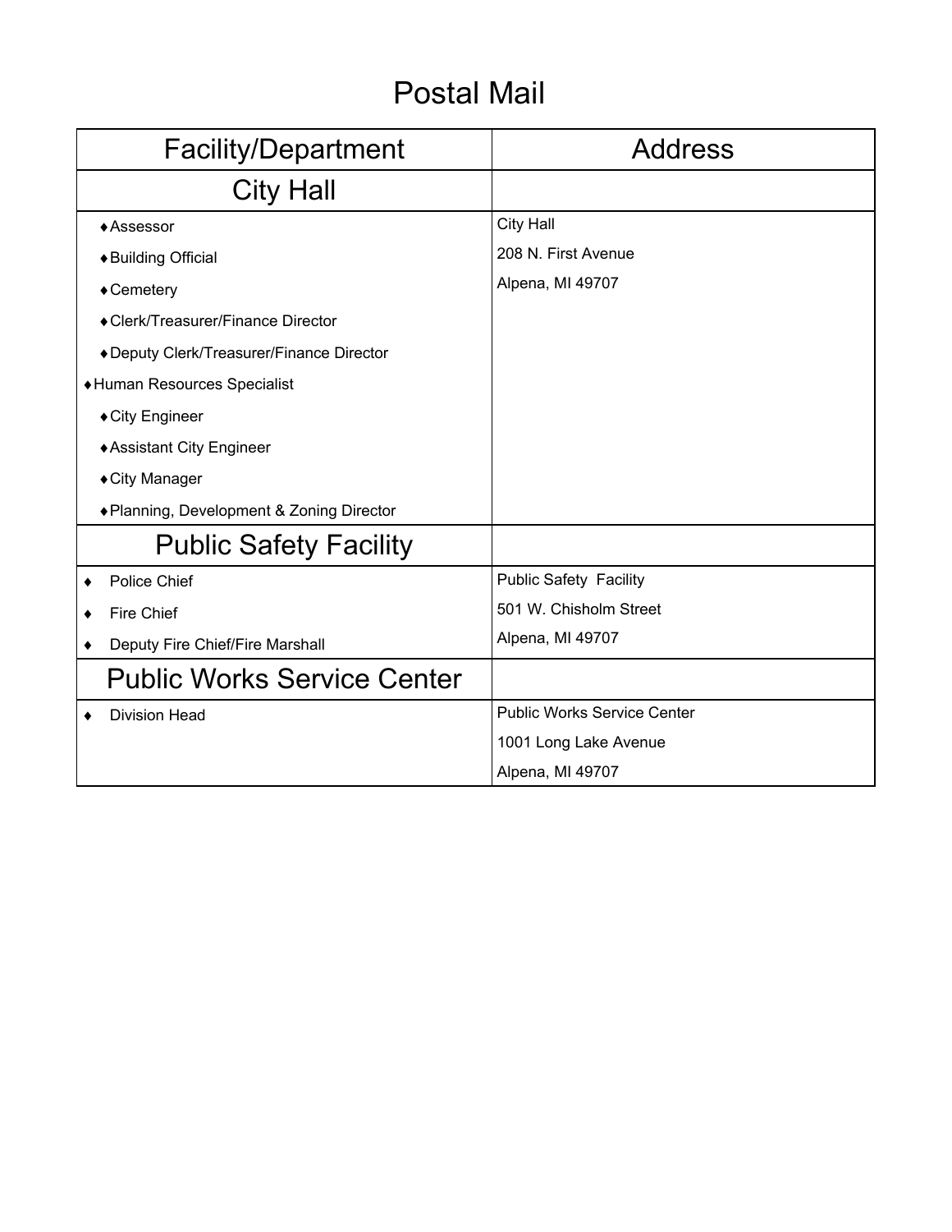# Postal Mail

| Facility/Department | Address |
|---|---|
| **City Hall** | |
| ♦Assessor<br>♦Building Official<br>♦Cemetery<br>♦Clerk/Treasurer/Finance Director<br>♦Deputy Clerk/Treasurer/Finance Director<br>♦Human Resources Specialist<br>♦City Engineer<br>♦Assistant City Engineer<br>♦City Manager<br>♦Planning, Development & Zoning Director | City Hall<br>208 N. First Avenue<br>Alpena, MI 49707 |
| **Public Safety Facility** | |
| ♦ Police Chief<br>♦ Fire Chief<br>♦ Deputy Fire Chief/Fire Marshall | Public Safety Facility<br>501 W. Chisholm Street<br>Alpena, MI 49707 |
| **Public Works Service Center** | |
| ♦ Division Head | Public Works Service Center<br>1001 Long Lake Avenue<br>Alpena, MI 49707 |